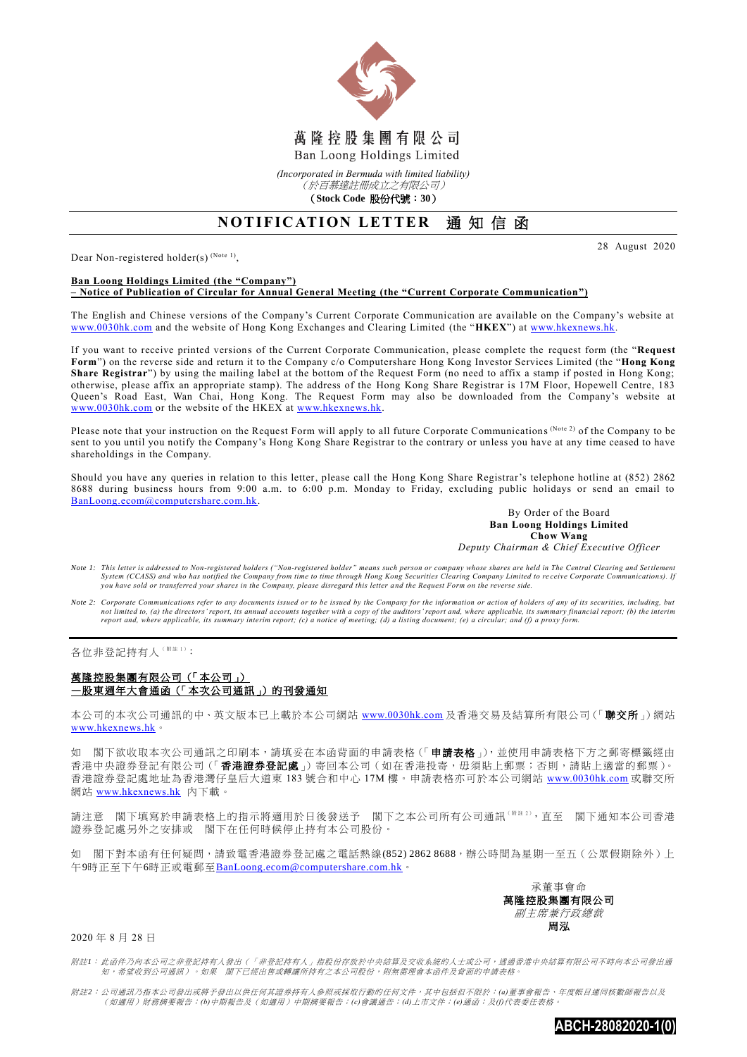# 萬隆控股集團有限公司

Ban Loong Holdings Limited

*(Incorporated in Bermuda with limited liability)*
*（於百慕達註冊成立之有限公司）*
**（Stock Code 股份代號：30）**

## NOTIFICATION LETTER 通知信函

28 August 2020

Dear Non-registered holder(s) (Note 1),

**Ban Loong Holdings Limited (the "Company")**
**– Notice of Publication of Circular for Annual General Meeting (the "Current Corporate Communication")**

The English and Chinese versions of the Company's Current Corporate Communication are available on the Company's website at www.0030hk.com and the website of Hong Kong Exchanges and Clearing Limited (the "**HKEX**") at www.hkexnews.hk.

If you want to receive printed versions of the Current Corporate Communication, please complete the request form (the "**Request Form**") on the reverse side and return it to the Company c/o Computershare Hong Kong Investor Services Limited (the "**Hong Kong Share Registrar**") by using the mailing label at the bottom of the Request Form (no need to affix a stamp if posted in Hong Kong; otherwise, please affix an appropriate stamp). The address of the Hong Kong Share Registrar is 17M Floor, Hopewell Centre, 183 Queen's Road East, Wan Chai, Hong Kong. The Request Form may also be downloaded from the Company's website at www.0030hk.com or the website of the HKEX at www.hkexnews.hk.

Please note that your instruction on the Request Form will apply to all future Corporate Communications (Note 2) of the Company to be sent to you until you notify the Company's Hong Kong Share Registrar to the contrary or unless you have at any time ceased to have shareholdings in the Company.

Should you have any queries in relation to this letter, please call the Hong Kong Share Registrar's telephone hotline at (852) 2862 8688 during business hours from 9:00 a.m. to 6:00 p.m. Monday to Friday, excluding public holidays or send an email to BanLoong.ecom@computershare.com.hk.

By Order of the Board
**Ban Loong Holdings Limited**
**Chow Wang**
*Deputy Chairman & Chief Executive Officer*

*Note 1: This letter is addressed to Non-registered holders ("Non-registered holder" means such person or company whose shares are held in The Central Clearing and Settlement System (CCASS) and who has notified the Company from time to time through Hong Kong Securities Clearing Company Limited to receive Corporate Communications). If you have sold or transferred your shares in the Company, please disregard this letter and the Request Form on the reverse side.*

*Note 2: Corporate Communications refer to any documents issued or to be issued by the Company for the information or action of holders of any of its securities, including, but not limited to, (a) the directors' report, its annual accounts together with a copy of the auditors' report and, where applicable, its summary financial report; (b) the interim report and, where applicable, its summary interim report; (c) a notice of meeting; (d) a listing document; (e) a circular; and (f) a proxy form.*

---

各位非登記持有人（附註1）：

**萬隆控股集團有限公司（「本公司」）**
**—股東週年大會通函（「本次公司通訊」）的刊發通知**

本公司的本次公司通訊的中、英文版本已上載於本公司網站 www.0030hk.com 及香港交易及結算所有限公司（「**聯交所**」）網站 www.hkexnews.hk。

如 閣下欲收取本次公司通訊之印刷本，請填妥在本函背面的申請表格（「**申請表格**」），並使用申請表格下方之郵寄標籤經由香港中央證券登記有限公司（「**香港證券登記處**」）寄回本公司（如在香港投寄，毋須貼上郵票；否則，請貼上適當的郵票）。香港證券登記處地址為香港灣仔皇后大道東183號合和中心17M樓。申請表格亦可於本公司網站 www.0030hk.com 或聯交所網站 www.hkexnews.hk 內下載。

請注意 閣下填寫於申請表格上的指示將適用於日後發送予 閣下之本公司所有公司通訊（附註2），直至 閣下通知本公司香港證券登記處另外之安排或 閣下在任何時候停止持有本公司股份。

如 閣下對本函有任何疑問，請致電香港證券登記處之電話熱線(852) 2862 8688，辦公時間為星期一至五（公眾假期除外）上午9時正至下午6時正或電郵至BanLoong.ecom@computershare.com.hk。

承董事會命
**萬隆控股集團有限公司**
*副主席兼行政總裁*
**周泓**

2020年8月28日

*附註1：此函件乃向本公司之非登記持有人發出（「非登記持有人」指股份存放於中央結算及交收系統的人士或公司，透過香港中央結算有限公司不時向本公司發出通知，希望收到公司通訊）。如果 閣下已經出售或轉讓所持有之本公司股份，則無需理會本函件及背面的申請表格。*

*附註2：公司通訊乃指本公司發出或將予發出以供任何其證券持有人參照或採取行動的任何文件，其中包括但不限於：(a)董事會報告、年度帳目連同核數師報告以及（如適用）財務摘要報告；(b)中期報告及（如適用）中期摘要報告；(c)會議通告；(d)上市文件；(e)通函；及(f)代表委任表格。*

ABCH-28082020-1(0)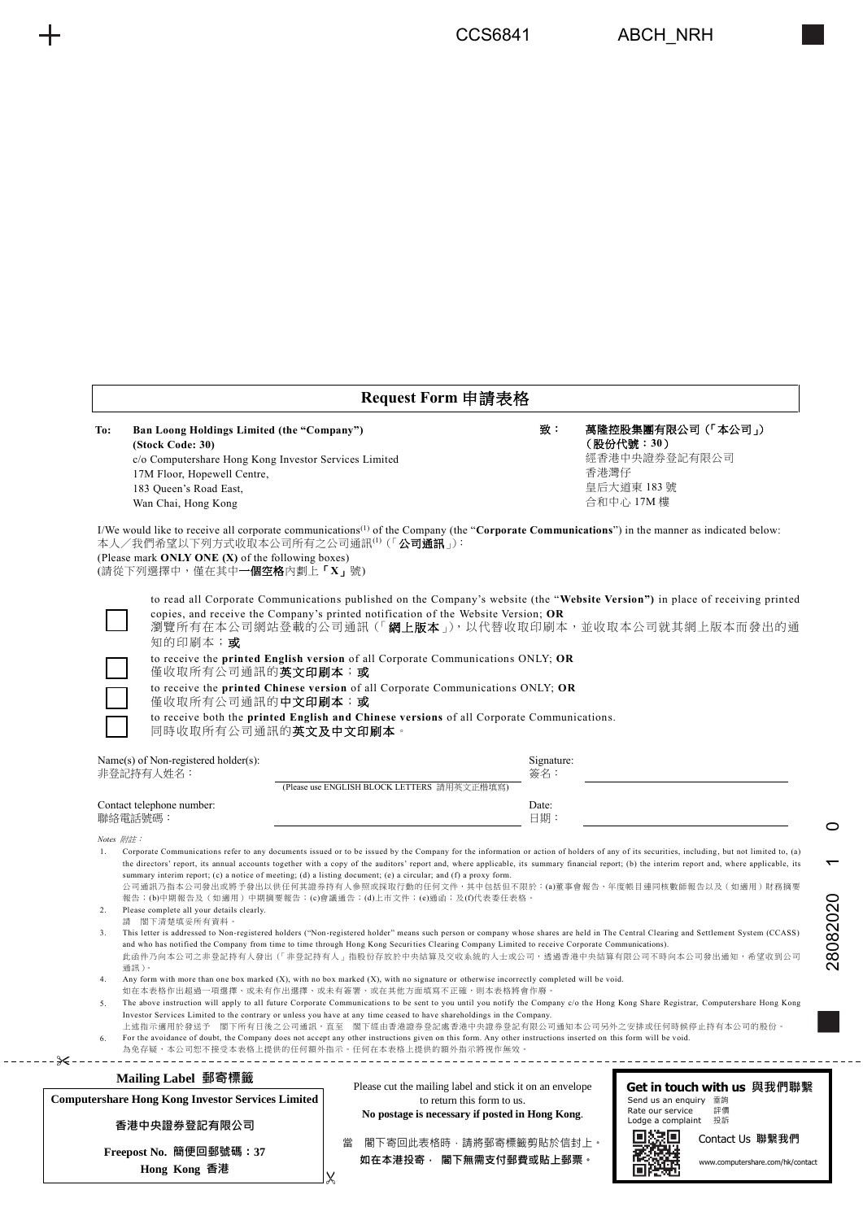# Request Form 申請表格

**To:** **Ban Loong Holdings Limited (the "Company")**
**(Stock Code: 30)**
c/o Computershare Hong Kong Investor Services Limited
17M Floor, Hopewell Centre,
183 Queen's Road East,
Wan Chai, Hong Kong

**致：** **萬隆控股集團有限公司（「本公司」）**
**（股份代號：30）**
經香港中央證券登記有限公司
香港灣仔
皇后大道東 183 號
合和中心 17M 樓

I/We would like to receive all corporate communications[1] of the Company (the "**Corporate Communications**") in the manner as indicated below:
本人／我們希望以下列方式收取本公司所有之公司通訊[1]（「**公司通訊**」）：
(Please mark **ONLY ONE (X)** of the following boxes)
(請從下列選擇中，僅在其中**一個空格**內劃上**「X」**號)

☐ to read all Corporate Communications published on the Company's website (the "**Website Version")** in place of receiving printed copies, and receive the Company's printed notification of the Website Version; **OR**
瀏覽所有在本公司網站登載的公司通訊（「**網上版本**」），以代替收取印刷本，並收取本公司就其網上版本而發出的通知的印刷本；**或**

☐ to receive the **printed English version** of all Corporate Communications ONLY; **OR**
僅收取所有公司通訊的**英文印刷本**；**或**

☐ to receive the **printed Chinese version** of all Corporate Communications ONLY; **OR**
僅收取所有公司通訊的**中文印刷本**；**或**

☐ to receive both the **printed English and Chinese versions** of all Corporate Communications.
同時收取所有公司通訊的**英文及中文印刷本**。

Name(s) of Non-registered holder(s):
非登記持有人姓名：______________________
(Please use ENGLISH BLOCK LETTERS 請用英文正楷填寫)

Signature:
簽名：______________________

Contact telephone number:
聯絡電話號碼：______________________

Date:
日期：______________________

*Notes 附註：*

1. Corporate Communications refer to any documents issued or to be issued by the Company for the information or action of holders of any of its securities, including, but not limited to, (a) the directors' report, its annual accounts together with a copy of the auditors' report and, where applicable, its summary financial report; (b) the interim report and, where applicable, its summary interim report; (c) a notice of meeting; (d) a listing document; (e) a circular; and (f) a proxy form.
公司通訊乃指本公司發出或將予發出以供任何其證券持有人參照或採取行動的任何文件，其中包括但不限於：(a)董事會報告、年度帳目連同核數師報告以及（如適用）財務摘要報告；(b)中期報告及（如適用）中期摘要報告；(c)會議通告；(d)上市文件；(e)通函；及(f)代表委任表格。
2. Please complete all your details clearly.
請　閣下清楚填妥所有資料。
3. This letter is addressed to Non-registered holders ("Non-registered holder" means such person or company whose shares are held in The Central Clearing and Settlement System (CCASS) and who has notified the Company from time to time through Hong Kong Securities Clearing Company Limited to receive Corporate Communications).
此函件乃向本公司之非登記持有人發出（「非登記持有人」指股份存放於中央結算及交收系統的人士或公司，透過香港中央結算有限公司不時向本公司發出通知，希望收到公司通訊）。
4. Any form with more than one box marked (X), with no box marked (X), with no signature or otherwise incorrectly completed will be void.
如在本表格作出超過一項選擇，或未有作出選擇，或未有簽署，或在其他方面填寫不正確，則本表格將會作廢。
5. The above instruction will apply to all future Corporate Communications to be sent to you until you notify the Company c/o the Hong Kong Share Registrar, Computershare Hong Kong Investor Services Limited to the contrary or unless you have at any time ceased to have shareholdings in the Company.
上述指示適用於發送予　閣下所有日後之公司通訊，直至　閣下經由香港證券登記處香港中央證券登記有限公司通知本公司另外之安排或任何時候停止持有本公司的股份。
6. For the avoidance of doubt, the Company does not accept any other instructions given on this form. Any other instructions inserted on this form will be void.
為免存疑，本公司恕不接受本表格上提供的任何額外指示。任何在本表格上提供的額外指示將視作無效。

**Mailing Label 郵寄標籤**

**Computershare Hong Kong Investor Services Limited**
**香港中央證券登記有限公司**
**Freepost No. 簡便回郵號碼：37**
**Hong Kong 香港**

Please cut the mailing label and stick it on an envelope to return this form to us.
**No postage is necessary if posted in Hong Kong**.

當　閣下寄回此表格時，請將郵寄標籤剪貼於信封上。
**如在本港投寄，　閣下無需支付郵費或貼上郵票。**

**Get in touch with us 與我們聯繫**
Send us an enquiry 查詢
Rate our service 評價
Lodge a complaint 投訴
Contact Us 聯繫我們
www.computershare.com/hk/contact